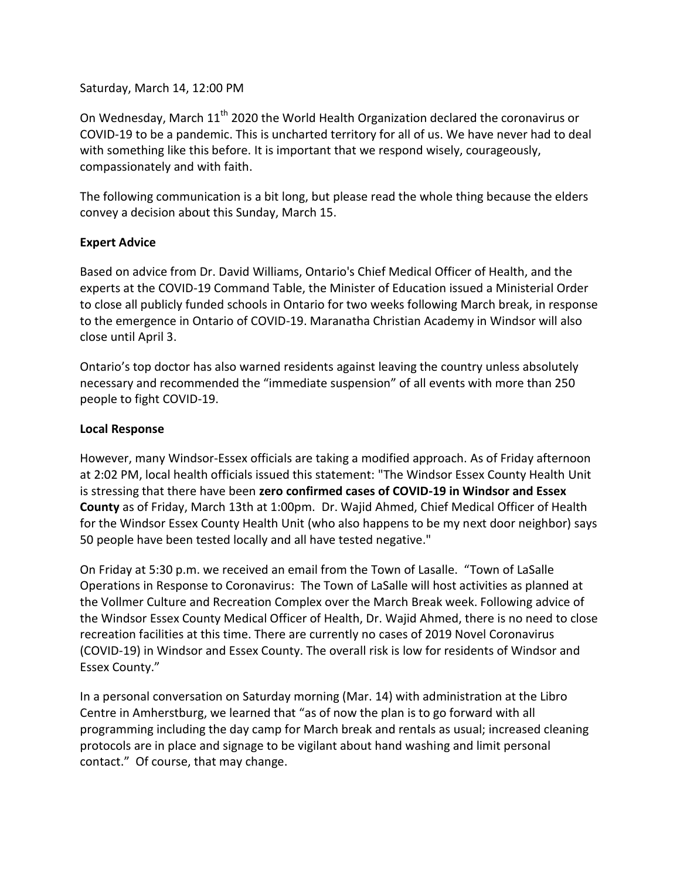Saturday, March 14, 12:00 PM

On Wednesday, March 11th 2020 the World Health Organization declared the coronavirus or COVID-19 to be a pandemic. This is uncharted territory for all of us. We have never had to deal with something like this before. It is important that we respond wisely, courageously, compassionately and with faith.

The following communication is a bit long, but please read the whole thing because the elders convey a decision about this Sunday, March 15.

**Expert Advice**

Based on advice from Dr. David Williams, Ontario's Chief Medical Officer of Health, and the experts at the COVID-19 Command Table, the Minister of Education issued a Ministerial Order to close all publicly funded schools in Ontario for two weeks following March break, in response to the emergence in Ontario of COVID-19. Maranatha Christian Academy in Windsor will also close until April 3.

Ontario's top doctor has also warned residents against leaving the country unless absolutely necessary and recommended the "immediate suspension" of all events with more than 250 people to fight COVID-19.

**Local Response**

However, many Windsor-Essex officials are taking a modified approach. As of Friday afternoon at 2:02 PM, local health officials issued this statement: "The Windsor Essex County Health Unit is stressing that there have been **zero confirmed cases of COVID-19 in Windsor and Essex County** as of Friday, March 13th at 1:00pm. Dr. Wajid Ahmed, Chief Medical Officer of Health for the Windsor Essex County Health Unit (who also happens to be my next door neighbor) says 50 people have been tested locally and all have tested negative."

On Friday at 5:30 p.m. we received an email from the Town of Lasalle. "Town of LaSalle Operations in Response to Coronavirus: The Town of LaSalle will host activities as planned at the Vollmer Culture and Recreation Complex over the March Break week. Following advice of the Windsor Essex County Medical Officer of Health, Dr. Wajid Ahmed, there is no need to close recreation facilities at this time. There are currently no cases of 2019 Novel Coronavirus (COVID-19) in Windsor and Essex County. The overall risk is low for residents of Windsor and Essex County."

In a personal conversation on Saturday morning (Mar. 14) with administration at the Libro Centre in Amherstburg, we learned that "as of now the plan is to go forward with all programming including the day camp for March break and rentals as usual; increased cleaning protocols are in place and signage to be vigilant about hand washing and limit personal contact." Of course, that may change.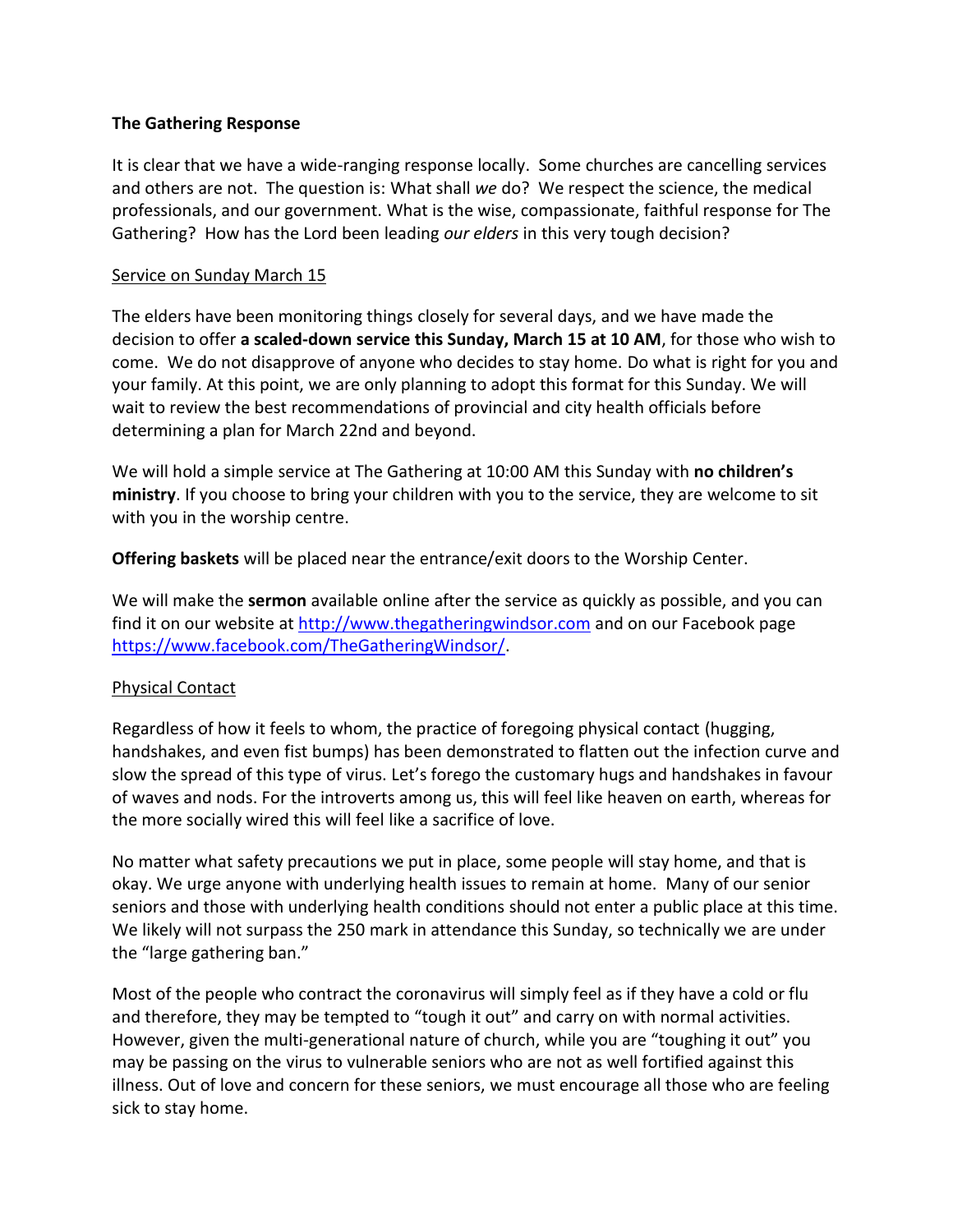**The Gathering Response**

It is clear that we have a wide-ranging response locally. Some churches are cancelling services and others are not. The question is: What shall *we* do? We respect the science, the medical professionals, and our government. What is the wise, compassionate, faithful response for The Gathering? How has the Lord been leading *our elders* in this very tough decision?

Service on Sunday March 15

The elders have been monitoring things closely for several days, and we have made the decision to offer **a scaled-down service this Sunday, March 15 at 10 AM**, for those who wish to come. We do not disapprove of anyone who decides to stay home. Do what is right for you and your family. At this point, we are only planning to adopt this format for this Sunday. We will wait to review the best recommendations of provincial and city health officials before determining a plan for March 22nd and beyond.

We will hold a simple service at The Gathering at 10:00 AM this Sunday with **no children's ministry**. If you choose to bring your children with you to the service, they are welcome to sit with you in the worship centre.

**Offering baskets** will be placed near the entrance/exit doors to the Worship Center.

We will make the **sermon** available online after the service as quickly as possible, and you can find it on our website at http://www.thegatheringwindsor.com and on our Facebook page https://www.facebook.com/TheGatheringWindsor/.

Physical Contact

Regardless of how it feels to whom, the practice of foregoing physical contact (hugging, handshakes, and even fist bumps) has been demonstrated to flatten out the infection curve and slow the spread of this type of virus. Let's forego the customary hugs and handshakes in favour of waves and nods. For the introverts among us, this will feel like heaven on earth, whereas for the more socially wired this will feel like a sacrifice of love.

No matter what safety precautions we put in place, some people will stay home, and that is okay. We urge anyone with underlying health issues to remain at home. Many of our senior seniors and those with underlying health conditions should not enter a public place at this time. We likely will not surpass the 250 mark in attendance this Sunday, so technically we are under the "large gathering ban."

Most of the people who contract the coronavirus will simply feel as if they have a cold or flu and therefore, they may be tempted to "tough it out" and carry on with normal activities. However, given the multi-generational nature of church, while you are "toughing it out" you may be passing on the virus to vulnerable seniors who are not as well fortified against this illness. Out of love and concern for these seniors, we must encourage all those who are feeling sick to stay home.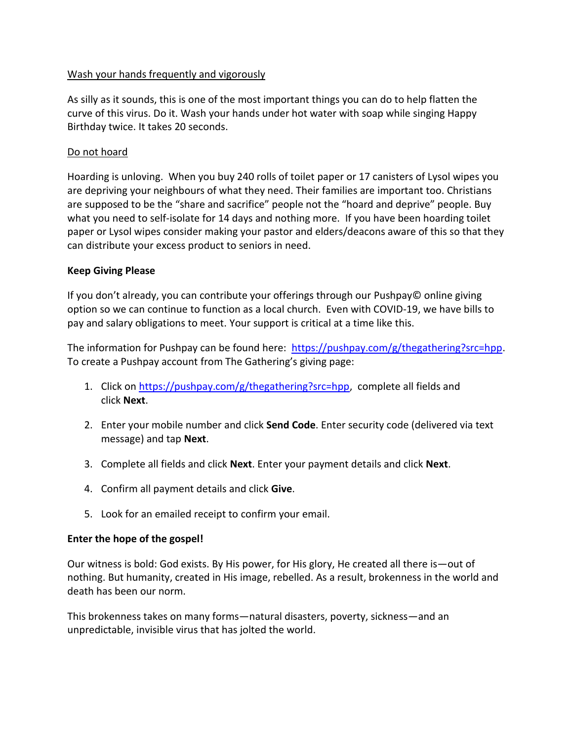<u>Wash your hands frequently and vigorously</u>

As silly as it sounds, this is one of the most important things you can do to help flatten the curve of this virus. Do it. Wash your hands under hot water with soap while singing Happy Birthday twice. It takes 20 seconds.

<u>Do not hoard</u>

Hoarding is unloving. When you buy 240 rolls of toilet paper or 17 canisters of Lysol wipes you are depriving your neighbours of what they need. Their families are important too. Christians are supposed to be the "share and sacrifice" people not the "hoard and deprive" people. Buy what you need to self-isolate for 14 days and nothing more. If you have been hoarding toilet paper or Lysol wipes consider making your pastor and elders/deacons aware of this so that they can distribute your excess product to seniors in need.

**Keep Giving Please**

If you don't already, you can contribute your offerings through our Pushpay© online giving option so we can continue to function as a local church. Even with COVID-19, we have bills to pay and salary obligations to meet. Your support is critical at a time like this.

The information for Pushpay can be found here: [https://pushpay.com/g/thegathering?src=hpp](https://pushpay.com/g/thegathering?src=hpp). To create a Pushpay account from The Gathering's giving page:

1. Click on [https://pushpay.com/g/thegathering?src=hpp](https://pushpay.com/g/thegathering?src=hpp), complete all fields and click **Next**.
2. Enter your mobile number and click **Send Code**. Enter security code (delivered via text message) and tap **Next**.
3. Complete all fields and click **Next**. Enter your payment details and click **Next**.
4. Confirm all payment details and click **Give**.
5. Look for an emailed receipt to confirm your email.

**Enter the hope of the gospel!**

Our witness is bold: God exists. By His power, for His glory, He created all there is—out of nothing. But humanity, created in His image, rebelled. As a result, brokenness in the world and death has been our norm.

This brokenness takes on many forms—natural disasters, poverty, sickness—and an unpredictable, invisible virus that has jolted the world.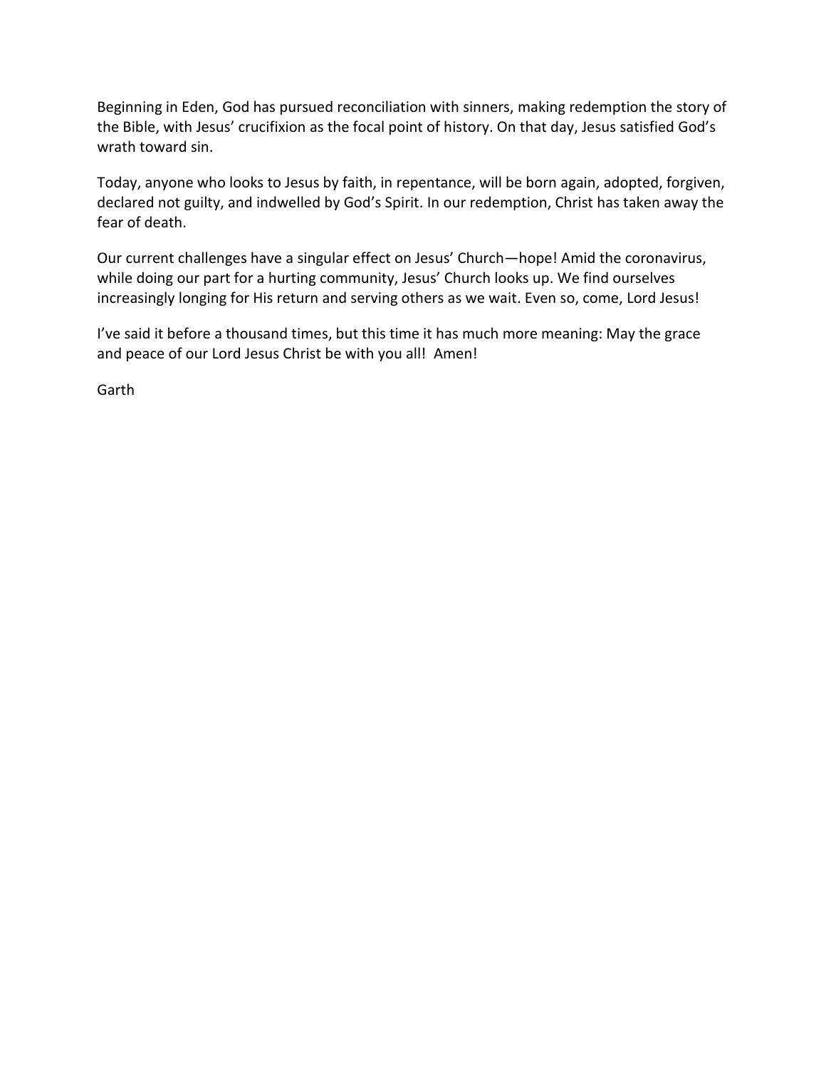Beginning in Eden, God has pursued reconciliation with sinners, making redemption the story of the Bible, with Jesus' crucifixion as the focal point of history. On that day, Jesus satisfied God's wrath toward sin.

Today, anyone who looks to Jesus by faith, in repentance, will be born again, adopted, forgiven, declared not guilty, and indwelled by God's Spirit. In our redemption, Christ has taken away the fear of death.

Our current challenges have a singular effect on Jesus' Church—hope! Amid the coronavirus, while doing our part for a hurting community, Jesus' Church looks up. We find ourselves increasingly longing for His return and serving others as we wait. Even so, come, Lord Jesus!

I've said it before a thousand times, but this time it has much more meaning: May the grace and peace of our Lord Jesus Christ be with you all! Amen!

Garth